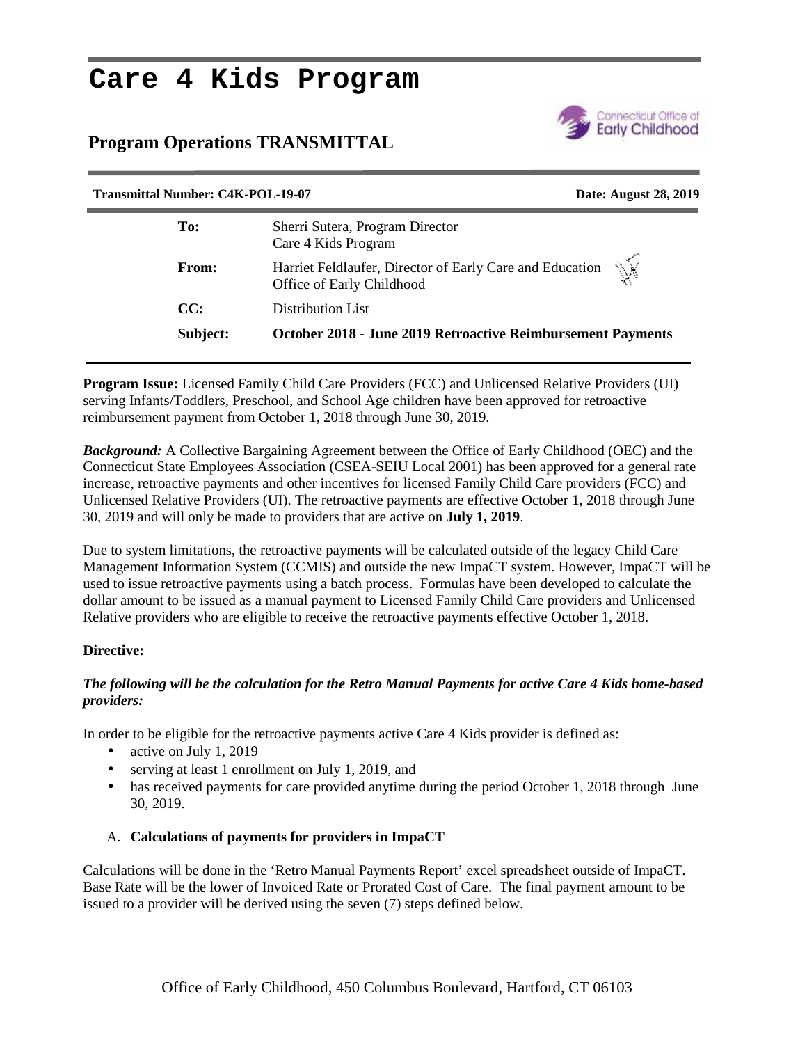# Care 4 Kids Program

## Program Operations TRANSMITTAL

**Transmittal Number: C4K-POL-19-07** | **Date: August 28, 2019**

| | |
|---|---|
| **To:** | Sherri Sutera, Program Director<br>Care 4 Kids Program |
| **From:** | Harriet Feldlaufer, Director of Early Care and Education<br>Office of Early Childhood |
| **CC:** | Distribution List |
| **Subject:** | **October 2018 - June 2019 Retroactive Reimbursement Payments** |

**Program Issue:** Licensed Family Child Care Providers (FCC) and Unlicensed Relative Providers (UI) serving Infants/Toddlers, Preschool, and School Age children have been approved for retroactive reimbursement payment from October 1, 2018 through June 30, 2019.

***Background:*** A Collective Bargaining Agreement between the Office of Early Childhood (OEC) and the Connecticut State Employees Association (CSEA-SEIU Local 2001) has been approved for a general rate increase, retroactive payments and other incentives for licensed Family Child Care providers (FCC) and Unlicensed Relative Providers (UI). The retroactive payments are effective October 1, 2018 through June 30, 2019 and will only be made to providers that are active on **July 1, 2019**.

Due to system limitations, the retroactive payments will be calculated outside of the legacy Child Care Management Information System (CCMIS) and outside the new ImpaCT system. However, ImpaCT will be used to issue retroactive payments using a batch process. Formulas have been developed to calculate the dollar amount to be issued as a manual payment to Licensed Family Child Care providers and Unlicensed Relative providers who are eligible to receive the retroactive payments effective October 1, 2018.

**Directive:**

***The following will be the calculation for the Retro Manual Payments for active Care 4 Kids home-based providers:***

In order to be eligible for the retroactive payments active Care 4 Kids provider is defined as:

- active on July 1, 2019
- serving at least 1 enrollment on July 1, 2019, and
- has received payments for care provided anytime during the period October 1, 2018 through June 30, 2019.

A. **Calculations of payments for providers in ImpaCT**

Calculations will be done in the 'Retro Manual Payments Report' excel spreadsheet outside of ImpaCT. Base Rate will be the lower of Invoiced Rate or Prorated Cost of Care. The final payment amount to be issued to a provider will be derived using the seven (7) steps defined below.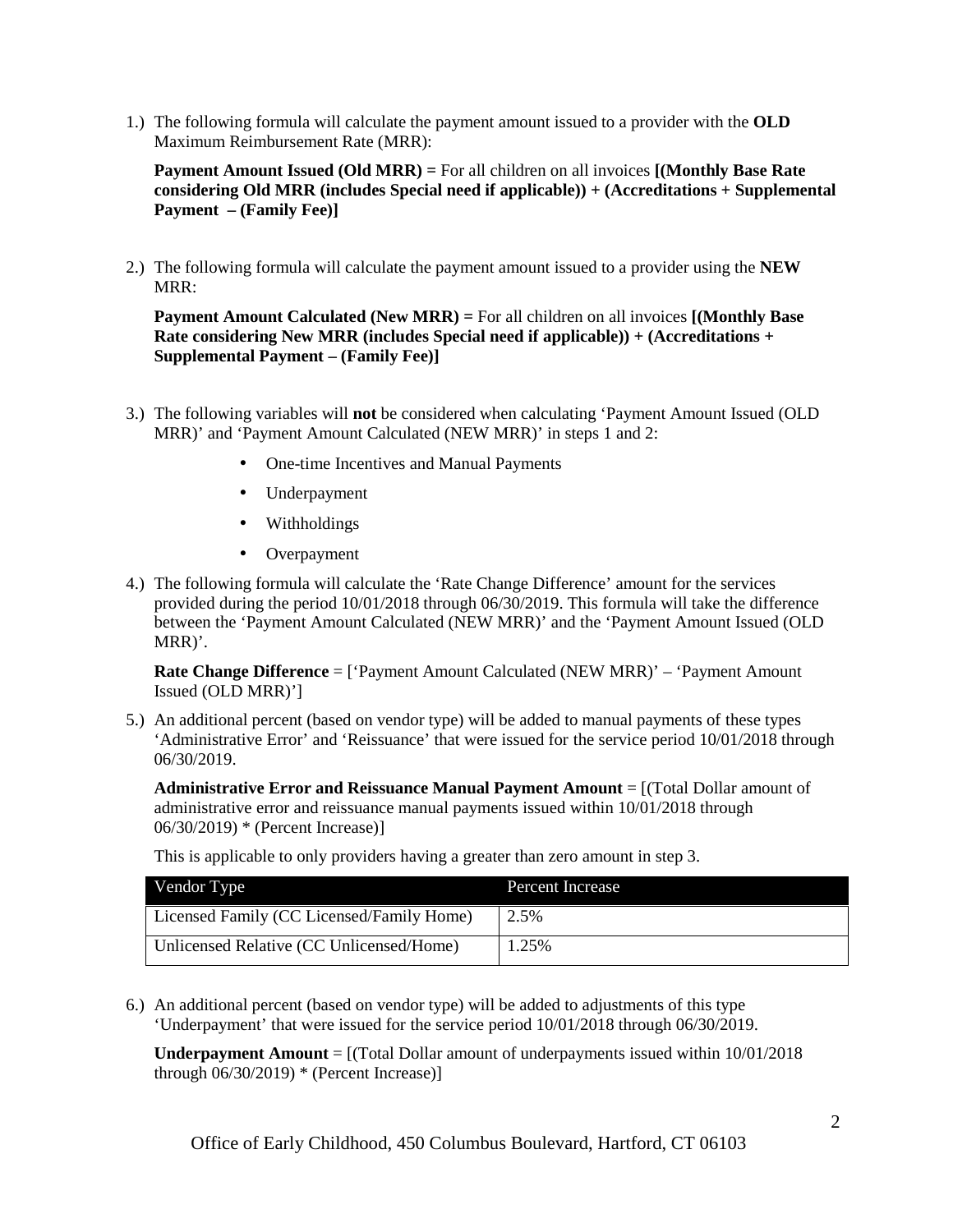1.) The following formula will calculate the payment amount issued to a provider with the **OLD** Maximum Reimbursement Rate (MRR):

   **Payment Amount Issued (Old MRR) =** For all children on all invoices **[(Monthly Base Rate considering Old MRR (includes Special need if applicable)) + (Accreditations + Supplemental Payment – (Family Fee)]**

2.) The following formula will calculate the payment amount issued to a provider using the **NEW** MRR:

   **Payment Amount Calculated (New MRR) =** For all children on all invoices **[(Monthly Base Rate considering New MRR (includes Special need if applicable)) + (Accreditations + Supplemental Payment – (Family Fee)]**

3.) The following variables will **not** be considered when calculating 'Payment Amount Issued (OLD MRR)' and 'Payment Amount Calculated (NEW MRR)' in steps 1 and 2:

   - One-time Incentives and Manual Payments
   - Underpayment
   - Withholdings
   - Overpayment

4.) The following formula will calculate the 'Rate Change Difference' amount for the services provided during the period 10/01/2018 through 06/30/2019. This formula will take the difference between the 'Payment Amount Calculated (NEW MRR)' and the 'Payment Amount Issued (OLD MRR)'.

   **Rate Change Difference** = ['Payment Amount Calculated (NEW MRR)' – 'Payment Amount Issued (OLD MRR)']

5.) An additional percent (based on vendor type) will be added to manual payments of these types 'Administrative Error' and 'Reissuance' that were issued for the service period 10/01/2018 through 06/30/2019.

   **Administrative Error and Reissuance Manual Payment Amount** = [(Total Dollar amount of administrative error and reissuance manual payments issued within 10/01/2018 through 06/30/2019) * (Percent Increase)]

   This is applicable to only providers having a greater than zero amount in step 3.

| Vendor Type | Percent Increase |
|---|---|
| Licensed Family (CC Licensed/Family Home) | 2.5% |
| Unlicensed Relative (CC Unlicensed/Home) | 1.25% |

6.) An additional percent (based on vendor type) will be added to adjustments of this type 'Underpayment' that were issued for the service period 10/01/2018 through 06/30/2019.

   **Underpayment Amount** = [(Total Dollar amount of underpayments issued within 10/01/2018 through 06/30/2019) * (Percent Increase)]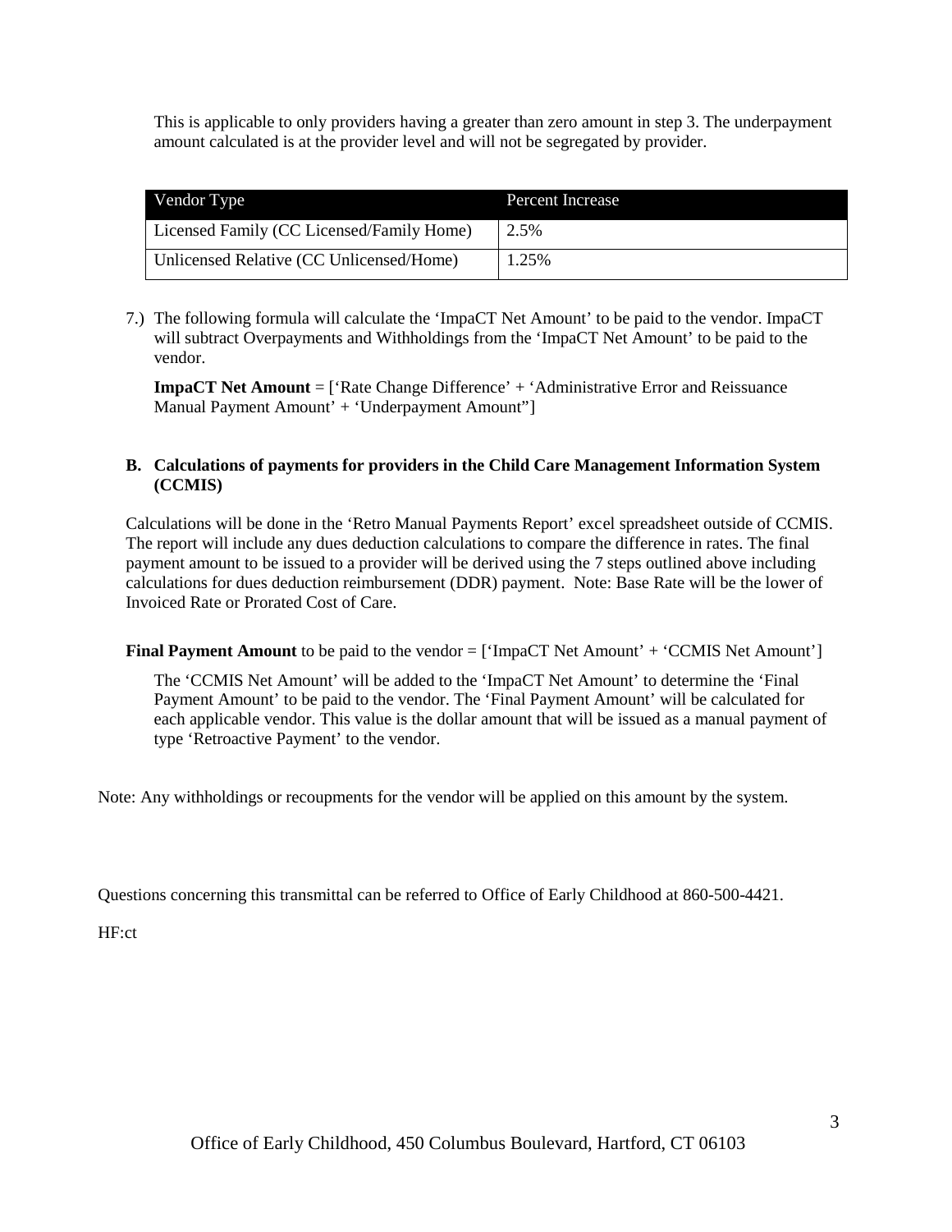This is applicable to only providers having a greater than zero amount in step 3. The underpayment amount calculated is at the provider level and will not be segregated by provider.

| Vendor Type | Percent Increase |
| --- | --- |
| Licensed Family (CC Licensed/Family Home) | 2.5% |
| Unlicensed Relative (CC Unlicensed/Home) | 1.25% |

7.) The following formula will calculate the 'ImpaCT Net Amount' to be paid to the vendor. ImpaCT will subtract Overpayments and Withholdings from the 'ImpaCT Net Amount' to be paid to the vendor.

**ImpaCT Net Amount** = ['Rate Change Difference' + 'Administrative Error and Reissuance Manual Payment Amount' + 'Underpayment Amount"]

**B. Calculations of payments for providers in the Child Care Management Information System (CCMIS)**

Calculations will be done in the 'Retro Manual Payments Report' excel spreadsheet outside of CCMIS. The report will include any dues deduction calculations to compare the difference in rates. The final payment amount to be issued to a provider will be derived using the 7 steps outlined above including calculations for dues deduction reimbursement (DDR) payment. Note: Base Rate will be the lower of Invoiced Rate or Prorated Cost of Care.

**Final Payment Amount** to be paid to the vendor = ['ImpaCT Net Amount' + 'CCMIS Net Amount']

The 'CCMIS Net Amount' will be added to the 'ImpaCT Net Amount' to determine the 'Final Payment Amount' to be paid to the vendor. The 'Final Payment Amount' will be calculated for each applicable vendor. This value is the dollar amount that will be issued as a manual payment of type 'Retroactive Payment' to the vendor.

Note: Any withholdings or recoupments for the vendor will be applied on this amount by the system.

Questions concerning this transmittal can be referred to Office of Early Childhood at 860-500-4421.

HF:ct

Office of Early Childhood, 450 Columbus Boulevard, Hartford, CT 06103